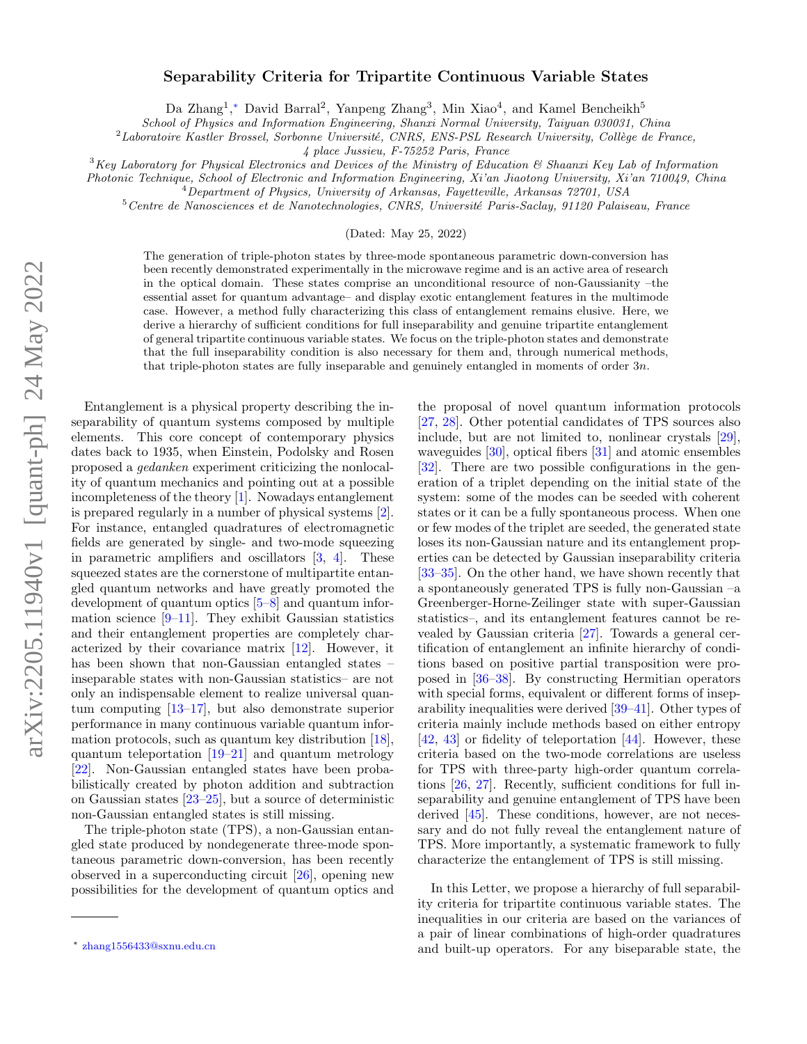# Separability Criteria for Tripartite Continuous Variable States

Da Zhang[1,*] David Barral[2], Yanpeng Zhang[3], Min Xiao[4], and Kamel Bencheikh[5]

*School of Physics and Information Engineering, Shanxi Normal University, Taiyuan 030031, China*

[2]*Laboratoire Kastler Brossel, Sorbonne Université, CNRS, ENS-PSL Research University, Collège de France, 4 place Jussieu, F-75252 Paris, France*

[3]*Key Laboratory for Physical Electronics and Devices of the Ministry of Education & Shaanxi Key Lab of Information Photonic Technique, School of Electronic and Information Engineering, Xi'an Jiaotong University, Xi'an 710049, China*

[4]*Department of Physics, University of Arkansas, Fayetteville, Arkansas 72701, USA*

[5]*Centre de Nanosciences et de Nanotechnologies, CNRS, Université Paris-Saclay, 91120 Palaiseau, France*

(Dated: May 25, 2022)

The generation of triple-photon states by three-mode spontaneous parametric down-conversion has been recently demonstrated experimentally in the microwave regime and is an active area of research in the optical domain. These states comprise an unconditional resource of non-Gaussianity –the essential asset for quantum advantage– and display exotic entanglement features in the multimode case. However, a method fully characterizing this class of entanglement remains elusive. Here, we derive a hierarchy of sufficient conditions for full inseparability and genuine tripartite entanglement of general tripartite continuous variable states. We focus on the triple-photon states and demonstrate that the full inseparability condition is also necessary for them and, through numerical methods, that triple-photon states are fully inseparable and genuinely entangled in moments of order $3n$.

Entanglement is a physical property describing the inseparability of quantum systems composed by multiple elements. This core concept of contemporary physics dates back to 1935, when Einstein, Podolsky and Rosen proposed a *gedanken* experiment criticizing the nonlocality of quantum mechanics and pointing out at a possible incompleteness of the theory [1]. Nowadays entanglement is prepared regularly in a number of physical systems [2]. For instance, entangled quadratures of electromagnetic fields are generated by single- and two-mode squeezing in parametric amplifiers and oscillators [3, 4]. These squeezed states are the cornerstone of multipartite entangled quantum networks and have greatly promoted the development of quantum optics [5–8] and quantum information science [9–11]. They exhibit Gaussian statistics and their entanglement properties are completely characterized by their covariance matrix [12]. However, it has been shown that non-Gaussian entangled states – inseparable states with non-Gaussian statistics– are not only an indispensable element to realize universal quantum computing [13–17], but also demonstrate superior performance in many continuous variable quantum information protocols, such as quantum key distribution [18], quantum teleportation [19–21] and quantum metrology [22]. Non-Gaussian entangled states have been probabilistically created by photon addition and subtraction on Gaussian states [23–25], but a source of deterministic non-Gaussian entangled states is still missing.

The triple-photon state (TPS), a non-Gaussian entangled state produced by nondegenerate three-mode spontaneous parametric down-conversion, has been recently observed in a superconducting circuit [26], opening new possibilities for the development of quantum optics and the proposal of novel quantum information protocols [27, 28]. Other potential candidates of TPS sources also include, but are not limited to, nonlinear crystals [29], waveguides [30], optical fibers [31] and atomic ensembles [32]. There are two possible configurations in the generation of a triplet depending on the initial state of the system: some of the modes can be seeded with coherent states or it can be a fully spontaneous process. When one or few modes of the triplet are seeded, the generated state loses its non-Gaussian nature and its entanglement properties can be detected by Gaussian inseparability criteria [33–35]. On the other hand, we have shown recently that a spontaneously generated TPS is fully non-Gaussian –a Greenberger-Horne-Zeilinger state with super-Gaussian statistics–, and its entanglement features cannot be revealed by Gaussian criteria [27]. Towards a general certification of entanglement an infinite hierarchy of conditions based on positive partial transposition were proposed in [36–38]. By constructing Hermitian operators with special forms, equivalent or different forms of inseparability inequalities were derived [39–41]. Other types of criteria mainly include methods based on either entropy [42, 43] or fidelity of teleportation [44]. However, these criteria based on the two-mode correlations are useless for TPS with three-party high-order quantum correlations [26, 27]. Recently, sufficient conditions for full inseparability and genuine entanglement of TPS have been derived [45]. These conditions, however, are not necessary and do not fully reveal the entanglement nature of TPS. More importantly, a systematic framework to fully characterize the entanglement of TPS is still missing.

In this Letter, we propose a hierarchy of full separability criteria for tripartite continuous variable states. The inequalities in our criteria are based on the variances of a pair of linear combinations of high-order quadratures and built-up operators. For any biseparable state, the

* zhang1556433@sxnu.edu.cn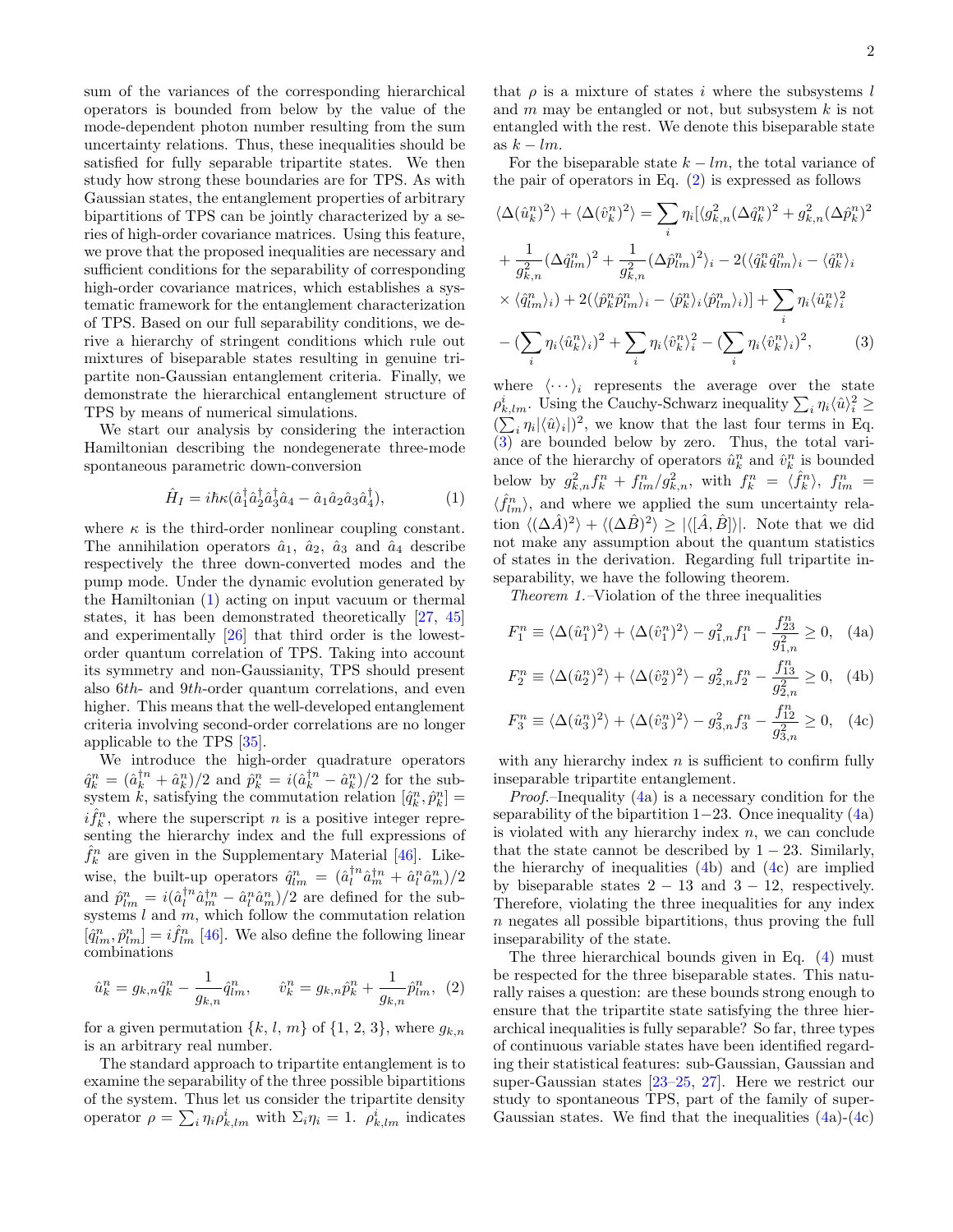sum of the variances of the corresponding hierarchical operators is bounded from below by the value of the mode-dependent photon number resulting from the sum uncertainty relations. Thus, these inequalities should be satisfied for fully separable tripartite states. We then study how strong these boundaries are for TPS. As with Gaussian states, the entanglement properties of arbitrary bipartitions of TPS can be jointly characterized by a series of high-order covariance matrices. Using this feature, we prove that the proposed inequalities are necessary and sufficient conditions for the separability of corresponding high-order covariance matrices, which establishes a systematic framework for the entanglement characterization of TPS. Based on our full separability conditions, we derive a hierarchy of stringent conditions which rule out mixtures of biseparable states resulting in genuine tripartite non-Gaussian entanglement criteria. Finally, we demonstrate the hierarchical entanglement structure of TPS by means of numerical simulations.

We start our analysis by considering the interaction Hamiltonian describing the nondegenerate three-mode spontaneous parametric down-conversion

$$\hat{H}_I = i\hbar\kappa(\hat{a}_1^\dagger\hat{a}_2^\dagger\hat{a}_3^\dagger\hat{a}_4 - \hat{a}_1\hat{a}_2\hat{a}_3\hat{a}_4^\dagger), \tag{1}$$

where $\kappa$ is the third-order nonlinear coupling constant. The annihilation operators $\hat{a}_1$, $\hat{a}_2$, $\hat{a}_3$ and $\hat{a}_4$ describe respectively the three down-converted modes and the pump mode. Under the dynamic evolution generated by the Hamiltonian (1) acting on input vacuum or thermal states, it has been demonstrated theoretically [27, 45] and experimentally [26] that third order is the lowest-order quantum correlation of TPS. Taking into account its symmetry and non-Gaussianity, TPS should present also $6th$- and $9th$-order quantum correlations, and even higher. This means that the well-developed entanglement criteria involving second-order correlations are no longer applicable to the TPS [35].

We introduce the high-order quadrature operators $\hat{q}_k^n = (\hat{a}_k^{\dagger n} + \hat{a}_k^n)/2$ and $\hat{p}_k^n = i(\hat{a}_k^{\dagger n} - \hat{a}_k^n)/2$ for the subsystem $k$, satisfying the commutation relation $[\hat{q}_k^n, \hat{p}_k^n] = i\hat{f}_k^n$, where the superscript $n$ is a positive integer representing the hierarchy index and the full expressions of $\hat{f}_k^n$ are given in the Supplementary Material [46]. Likewise, the built-up operators $\hat{q}_{lm}^n = (\hat{a}_l^{\dagger n}\hat{a}_m^{\dagger n} + \hat{a}_l^n\hat{a}_m^n)/2$ and $\hat{p}_{lm}^n = i(\hat{a}_l^{\dagger n}\hat{a}_m^{\dagger n} - \hat{a}_l^n\hat{a}_m^n)/2$ are defined for the subsystems $l$ and $m$, which follow the commutation relation $[\hat{q}_{lm}^n, \hat{p}_{lm}^n] = i\hat{f}_{lm}^n$ [46]. We also define the following linear combinations

$$\hat{u}_k^n = g_{k,n}\hat{q}_k^n - \frac{1}{g_{k,n}}\hat{q}_{lm}^n, \qquad \hat{v}_k^n = g_{k,n}\hat{p}_k^n + \frac{1}{g_{k,n}}\hat{p}_{lm}^n, \tag{2}$$

for a given permutation $\{k,\, l,\, m\}$ of $\{1,\, 2,\, 3\}$, where $g_{k,n}$ is an arbitrary real number.

The standard approach to tripartite entanglement is to examine the separability of the three possible bipartitions of the system. Thus let us consider the tripartite density operator $\rho = \sum_i \eta_i \rho_{k,lm}^i$ with $\Sigma_i \eta_i = 1$. $\rho_{k,lm}^i$ indicates that $\rho$ is a mixture of states $i$ where the subsystems $l$ and $m$ may be entangled or not, but subsystem $k$ is not entangled with the rest. We denote this biseparable state as $k - lm$.

For the biseparable state $k - lm$, the total variance of the pair of operators in Eq. (2) is expressed as follows

$$\begin{aligned}
\langle\Delta(\hat{u}_k^n)^2\rangle + \langle\Delta(\hat{v}_k^n)^2\rangle &= \sum_i \eta_i[\langle g_{k,n}^2(\Delta\hat{q}_k^n)^2 + g_{k,n}^2(\Delta\hat{p}_k^n)^2 \\
&+ \frac{1}{g_{k,n}^2}(\Delta\hat{q}_{lm}^n)^2 + \frac{1}{g_{k,n}^2}(\Delta\hat{p}_{lm}^n)^2\rangle_i - 2(\langle\hat{q}_k^n\hat{q}_{lm}^n\rangle_i - \langle\hat{q}_k^n\rangle_i \\
&\times \langle\hat{q}_{lm}^n\rangle_i) + 2(\langle\hat{p}_k^n\hat{p}_{lm}^n\rangle_i - \langle\hat{p}_k^n\rangle_i\langle\hat{p}_{lm}^n\rangle_i)] + \sum_i \eta_i\langle\hat{u}_k^n\rangle_i^2 \\
&- (\sum_i \eta_i\langle\hat{u}_k^n\rangle_i)^2 + \sum_i \eta_i\langle\hat{v}_k^n\rangle_i^2 - (\sum_i \eta_i\langle\hat{v}_k^n\rangle_i)^2,
\end{aligned} \tag{3}$$

where $\langle\cdots\rangle_i$ represents the average over the state $\rho_{k,lm}^i$. Using the Cauchy-Schwarz inequality $\sum_i \eta_i\langle\hat{u}\rangle_i^2 \geq (\sum_i \eta_i|\langle\hat{u}\rangle_i|)^2$, we know that the last four terms in Eq. (3) are bounded below by zero. Thus, the total variance of the hierarchy of operators $\hat{u}_k^n$ and $\hat{v}_k^n$ is bounded below by $g_{k,n}^2 f_k^n + f_{lm}^n/g_{k,n}^2$, with $f_k^n = \langle\hat{f}_k^n\rangle$, $f_{lm}^n = \langle\hat{f}_{lm}^n\rangle$, and where we applied the sum uncertainty relation $\langle(\Delta\hat{A})^2\rangle + \langle(\Delta\hat{B})^2\rangle \geq |\langle[\hat{A}, \hat{B}]\rangle|$. Note that we did not make any assumption about the quantum statistics of states in the derivation. Regarding full tripartite inseparability, we have the following theorem.

*Theorem 1.*–Violation of the three inequalities

$$F_1^n \equiv \langle\Delta(\hat{u}_1^n)^2\rangle + \langle\Delta(\hat{v}_1^n)^2\rangle - g_{1,n}^2 f_1^n - \frac{f_{23}^n}{g_{1,n}^2} \geq 0, \tag{4a}$$

$$F_2^n \equiv \langle\Delta(\hat{u}_2^n)^2\rangle + \langle\Delta(\hat{v}_2^n)^2\rangle - g_{2,n}^2 f_2^n - \frac{f_{13}^n}{g_{2,n}^2} \geq 0, \tag{4b}$$

$$F_3^n \equiv \langle\Delta(\hat{u}_3^n)^2\rangle + \langle\Delta(\hat{v}_3^n)^2\rangle - g_{3,n}^2 f_3^n - \frac{f_{12}^n}{g_{3,n}^2} \geq 0, \tag{4c}$$

with any hierarchy index $n$ is sufficient to confirm fully inseparable tripartite entanglement.

*Proof.*–Inequality (4a) is a necessary condition for the separability of the bipartition $1-23$. Once inequality (4a) is violated with any hierarchy index $n$, we can conclude that the state cannot be described by $1-23$. Similarly, the hierarchy of inequalities (4b) and (4c) are implied by biseparable states $2-13$ and $3-12$, respectively. Therefore, violating the three inequalities for any index $n$ negates all possible bipartitions, thus proving the full inseparability of the state.

The three hierarchical bounds given in Eq. (4) must be respected for the three biseparable states. This naturally raises a question: are these bounds strong enough to ensure that the tripartite state satisfying the three hierarchical inequalities is fully separable? So far, three types of continuous variable states have been identified regarding their statistical features: sub-Gaussian, Gaussian and super-Gaussian states [23–25, 27]. Here we restrict our study to spontaneous TPS, part of the family of super-Gaussian states. We find that the inequalities (4a)-(4c)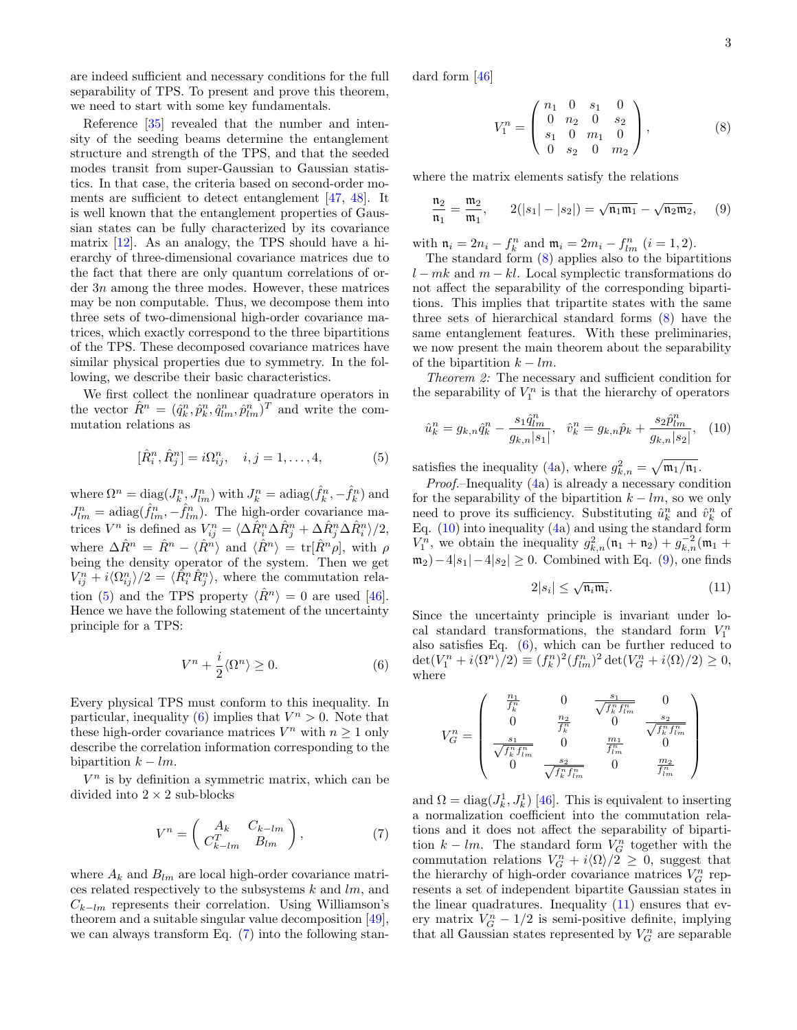are indeed sufficient and necessary conditions for the full separability of TPS. To present and prove this theorem, we need to start with some key fundamentals.

Reference [35] revealed that the number and intensity of the seeding beams determine the entanglement structure and strength of the TPS, and that the seeded modes transit from super-Gaussian to Gaussian statistics. In that case, the criteria based on second-order moments are sufficient to detect entanglement [47, 48]. It is well known that the entanglement properties of Gaussian states can be fully characterized by its covariance matrix [12]. As an analogy, the TPS should have a hierarchy of three-dimensional covariance matrices due to the fact that there are only quantum correlations of order $3n$ among the three modes. However, these matrices may be non computable. Thus, we decompose them into three sets of two-dimensional high-order covariance matrices, which exactly correspond to the three bipartitions of the TPS. These decomposed covariance matrices have similar physical properties due to symmetry. In the following, we describe their basic characteristics.

We first collect the nonlinear quadrature operators in the vector $\hat{R}^n = (\hat{q}^n_k, \hat{p}^n_k, \hat{q}^n_{lm}, \hat{p}^n_{lm})^T$ and write the commutation relations as

$$[\hat{R}^n_i, \hat{R}^n_j] = i\Omega^n_{ij}, \quad i, j = 1, \ldots, 4, \tag{5}$$

where $\Omega^n = \mathrm{diag}(J^n_k, J^n_{lm})$ with $J^n_k = \mathrm{adiag}(\hat{f}^n_k, -\hat{f}^n_k)$ and $J^n_{lm} = \mathrm{adiag}(\hat{f}^n_{lm}, -\hat{f}^n_{lm})$. The high-order covariance matrices $V^n$ is defined as $V^n_{ij} = \langle \Delta\hat{R}^n_i \Delta\hat{R}^n_j + \Delta\hat{R}^n_j \Delta\hat{R}^n_i \rangle/2$, where $\Delta\hat{R}^n = \hat{R}^n - \langle \hat{R}^n \rangle$ and $\langle \hat{R}^n \rangle = \mathrm{tr}[\hat{R}^n \rho]$, with $\rho$ being the density operator of the system. Then we get $V^n_{ij} + i\langle \Omega^n_{ij} \rangle/2 = \langle \hat{R}^n_i \hat{R}^n_j \rangle$, where the commutation relation (5) and the TPS property $\langle \hat{R}^n \rangle = 0$ are used [46]. Hence we have the following statement of the uncertainty principle for a TPS:

$$V^n + \frac{i}{2}\langle \Omega^n \rangle \geq 0. \tag{6}$$

Every physical TPS must conform to this inequality. In particular, inequality (6) implies that $V^n > 0$. Note that these high-order covariance matrices $V^n$ with $n \geq 1$ only describe the correlation information corresponding to the bipartition $k - lm$.

$V^n$ is by definition a symmetric matrix, which can be divided into $2 \times 2$ sub-blocks

$$V^n = \begin{pmatrix} A_k & C_{k-lm} \\ C^T_{k-lm} & B_{lm} \end{pmatrix}, \tag{7}$$

where $A_k$ and $B_{lm}$ are local high-order covariance matrices related respectively to the subsystems $k$ and $lm$, and $C_{k-lm}$ represents their correlation. Using Williamson's theorem and a suitable singular value decomposition [49], we can always transform Eq. (7) into the following standard form [46]

$$V^n_1 = \begin{pmatrix} n_1 & 0 & s_1 & 0 \\ 0 & n_2 & 0 & s_2 \\ s_1 & 0 & m_1 & 0 \\ 0 & s_2 & 0 & m_2 \end{pmatrix}, \tag{8}$$

where the matrix elements satisfy the relations

$$\frac{\mathfrak{n}_2}{\mathfrak{n}_1} = \frac{\mathfrak{m}_2}{\mathfrak{m}_1}, \qquad 2(|s_1| - |s_2|) = \sqrt{\mathfrak{n}_1\mathfrak{m}_1} - \sqrt{\mathfrak{n}_2\mathfrak{m}_2}, \tag{9}$$

with $\mathfrak{n}_i = 2n_i - f^n_k$ and $\mathfrak{m}_i = 2m_i - f^n_{lm}$ $(i = 1, 2)$.

The standard form (8) applies also to the bipartitions $l - mk$ and $m - kl$. Local symplectic transformations do not affect the separability of the corresponding bipartitions. This implies that tripartite states with the same three sets of hierarchical standard forms (8) have the same entanglement features. With these preliminaries, we now present the main theorem about the separability of the bipartition $k - lm$.

*Theorem 2:* The necessary and sufficient condition for the separability of $V^n_1$ is that the hierarchy of operators

$$\hat{u}^n_k = g_{k,n}\hat{q}^n_k - \frac{s_1\hat{q}^n_{lm}}{g_{k,n}|s_1|}, \quad \hat{v}^n_k = g_{k,n}\hat{p}_k + \frac{s_2\hat{p}^n_{lm}}{g_{k,n}|s_2|}, \tag{10}$$

satisfies the inequality (4a), where $g^2_{k,n} = \sqrt{\mathfrak{m}_1/\mathfrak{n}_1}$.

*Proof.–*Inequality (4a) is already a necessary condition for the separability of the bipartition $k - lm$, so we only need to prove its sufficiency. Substituting $\hat{u}^n_k$ and $\hat{v}^n_k$ of Eq. (10) into inequality (4a) and using the standard form $V^n_1$, we obtain the inequality $g^2_{k,n}(\mathfrak{n}_1 + \mathfrak{n}_2) + g^{-2}_{k,n}(\mathfrak{m}_1 + \mathfrak{m}_2) - 4|s_1| - 4|s_2| \geq 0$. Combined with Eq. (9), one finds

$$2|s_i| \leq \sqrt{\mathfrak{n}_i\mathfrak{m}_i}. \tag{11}$$

Since the uncertainty principle is invariant under local standard transformations, the standard form $V^n_1$ also satisfies Eq. (6), which can be further reduced to $\det(V^n_1 + i\langle \Omega^n \rangle/2) \equiv (f^n_k)^2(f^n_{lm})^2 \det(V^n_G + i\langle \Omega \rangle/2) \geq 0$, where

$$V^n_G = \begin{pmatrix} \frac{n_1}{f^n_k} & 0 & \frac{s_1}{\sqrt{f^n_k f^n_{lm}}} & 0 \\ 0 & \frac{n_2}{f^n_k} & 0 & \frac{s_2}{\sqrt{f^n_k f^n_{lm}}} \\ \frac{s_1}{\sqrt{f^n_k f^n_{lm}}} & 0 & \frac{m_1}{f^n_{lm}} & 0 \\ 0 & \frac{s_2}{\sqrt{f^n_k f^n_{lm}}} & 0 & \frac{m_2}{f^n_{lm}} \end{pmatrix}$$

and $\Omega = \mathrm{diag}(J^1_k, J^1_k)$ [46]. This is equivalent to inserting a normalization coefficient into the commutation relations and it does not affect the separability of bipartition $k - lm$. The standard form $V^n_G$ together with the commutation relations $V^n_G + i\langle \Omega \rangle/2 \geq 0$, suggest that the hierarchy of high-order covariance matrices $V^n_G$ represents a set of independent bipartite Gaussian states in the linear quadratures. Inequality (11) ensures that every matrix $V^n_G - 1/2$ is semi-positive definite, implying that all Gaussian states represented by $V^n_G$ are separable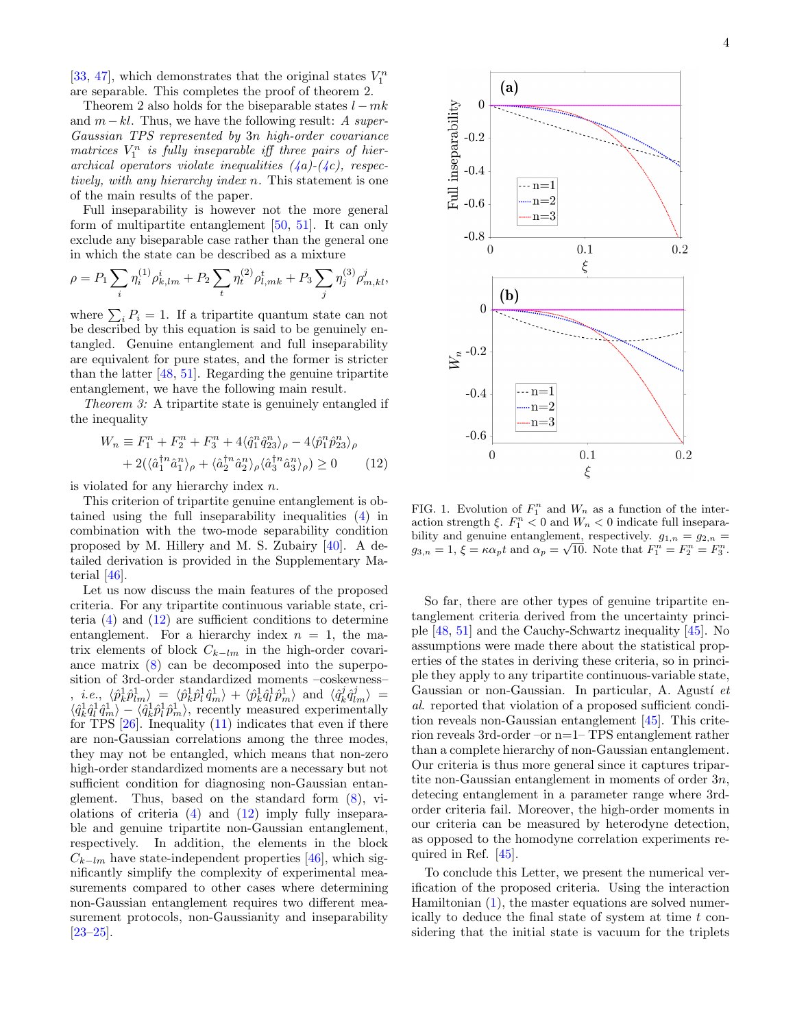[33, 47], which demonstrates that the original states $V_1^n$ are separable. This completes the proof of theorem 2.

Theorem 2 also holds for the biseparable states $l-mk$ and $m-kl$. Thus, we have the following result: *A super-Gaussian TPS represented by* $3n$ *high-order covariance matrices* $V_1^n$ *is fully inseparable iff three pairs of hierarchical operators violate inequalities (4a)-(4c), respectively, with any hierarchy index* $n$*.* This statement is one of the main results of the paper.

Full inseparability is however not the more general form of multipartite entanglement [50, 51]. It can only exclude any biseparable case rather than the general one in which the state can be described as a mixture

$$\rho = P_1 \sum_i \eta_i^{(1)} \rho_{k,lm}^i + P_2 \sum_t \eta_t^{(2)} \rho_{l,mk}^t + P_3 \sum_j \eta_j^{(3)} \rho_{m,kl}^j,$$

where $\sum_i P_i = 1$. If a tripartite quantum state can not be described by this equation is said to be genuinely entangled. Genuine entanglement and full inseparability are equivalent for pure states, and the former is stricter than the latter [48, 51]. Regarding the genuine tripartite entanglement, we have the following main result.

*Theorem 3:* A tripartite state is genuinely entangled if the inequality

$$\begin{aligned} W_n \equiv F_1^n + F_2^n + F_3^n + 4\langle \hat{q}_1^n \hat{q}_{23}^n \rangle_\rho - 4\langle \hat{p}_1^n \hat{p}_{23}^n \rangle_\rho \\ + 2(\langle \hat{a}_1^{\dagger n} \hat{a}_1^n \rangle_\rho + \langle \hat{a}_2^{\dagger n} \hat{a}_2^n \rangle_\rho \langle \hat{a}_3^{\dagger n} \hat{a}_3^n \rangle_\rho) \geq 0 \end{aligned} \quad (12)$$

is violated for any hierarchy index $n$.

This criterion of tripartite genuine entanglement is obtained using the full inseparability inequalities (4) in combination with the two-mode separability condition proposed by M. Hillery and M. S. Zubairy [40]. A detailed derivation is provided in the Supplementary Material [46].

Let us now discuss the main features of the proposed criteria. For any tripartite continuous variable state, criteria (4) and (12) are sufficient conditions to determine entanglement. For a hierarchy index $n = 1$, the matrix elements of block $C_{k-lm}$ in the high-order covariance matrix (8) can be decomposed into the superposition of 3rd-order standardized moments –coskewness–, *i.e.*, $\langle \hat{p}_k^1 \hat{p}_{lm}^1 \rangle = \langle \hat{p}_k^1 \hat{p}_l^1 \hat{q}_m^1 \rangle + \langle \hat{p}_k^1 \hat{q}_l^1 \hat{p}_m^1 \rangle$ and $\langle \hat{q}_k^j \hat{q}_{lm}^j \rangle = \langle \hat{q}_k^1 \hat{q}_l^1 \hat{q}_m^1 \rangle - \langle \hat{q}_k^1 \hat{p}_l^1 \hat{p}_m^1 \rangle$, recently measured experimentally for TPS [26]. Inequality (11) indicates that even if there are non-Gaussian correlations among the three modes, they may not be entangled, which means that non-zero high-order standardized moments are a necessary but not sufficient condition for diagnosing non-Gaussian entanglement. Thus, based on the standard form (8), violations of criteria (4) and (12) imply fully inseparable and genuine tripartite non-Gaussian entanglement, respectively. In addition, the elements in the block $C_{k-lm}$ have state-independent properties [46], which significantly simplify the complexity of experimental measurements compared to other cases when determining non-Gaussian entanglement requires two different measurement protocols, non-Gaussianity and inseparability [23–25].

FIG. 1. Evolution of $F_1^n$ and $W_n$ as a function of the interaction strength $\xi$. $F_1^n < 0$ and $W_n < 0$ indicate full inseparability and genuine entanglement, respectively. $g_{1,n} = g_{2,n} = g_{3,n} = 1$, $\xi = \kappa \alpha_p t$ and $\alpha_p = \sqrt{10}$. Note that $F_1^n = F_2^n = F_3^n$.

So far, there are other types of genuine tripartite entanglement criteria derived from the uncertainty principle [48, 51] and the Cauchy-Schwartz inequality [45]. No assumptions were made there about the statistical properties of the states in deriving these criteria, so in principle they apply to any tripartite continuous-variable state, Gaussian or non-Gaussian. In particular, A. Agustí *et al.* reported that violation of a proposed sufficient condition reveals non-Gaussian entanglement [45]. This criterion reveals 3rd-order –or n=1– TPS entanglement rather than a complete hierarchy of non-Gaussian entanglement. Our criteria is thus more general since it captures tripartite non-Gaussian entanglement in moments of order $3n$, detecing entanglement in a parameter range where 3rd-order criteria fail. Moreover, the high-order moments in our criteria can be measured by heterodyne detection, as opposed to the homodyne correlation experiments required in Ref. [45].

To conclude this Letter, we present the numerical verification of the proposed criteria. Using the interaction Hamiltonian (1), the master equations are solved numerically to deduce the final state of system at time $t$ considering that the initial state is vacuum for the triplets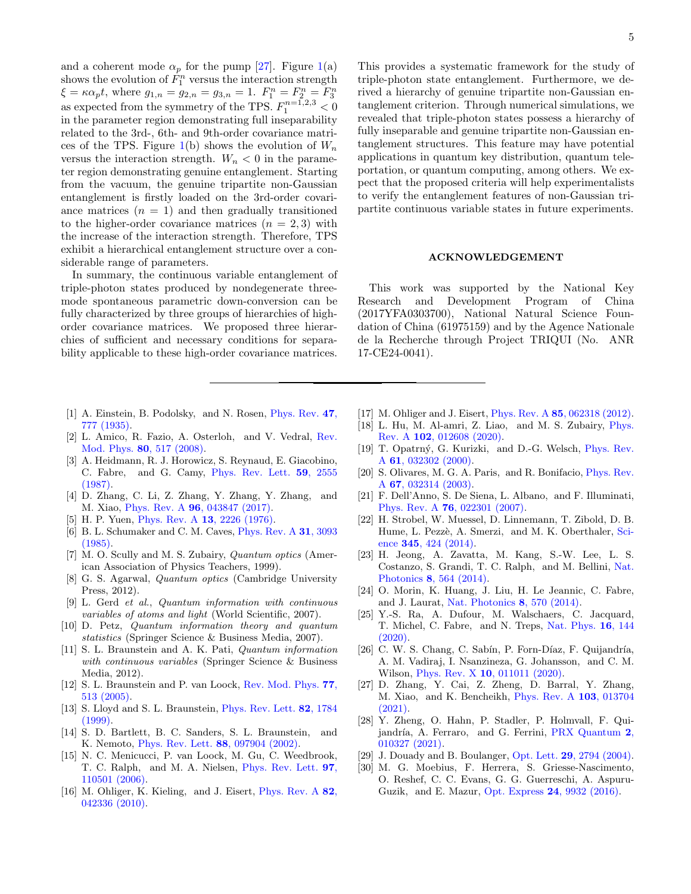and a coherent mode $\alpha_p$ for the pump [27]. Figure 1(a) shows the evolution of $F_1^n$ versus the interaction strength $\xi = \kappa\alpha_p t$, where $g_{1,n} = g_{2,n} = g_{3,n} = 1$. $F_1^n = F_2^n = F_3^n$ as expected from the symmetry of the TPS. $F_1^{n=1,2,3} < 0$ in the parameter region demonstrating full inseparability related to the 3rd-, 6th- and 9th-order covariance matrices of the TPS. Figure 1(b) shows the evolution of $W_n$ versus the interaction strength. $W_n < 0$ in the parameter region demonstrating genuine entanglement. Starting from the vacuum, the genuine tripartite non-Gaussian entanglement is firstly loaded on the 3rd-order covariance matrices ($n = 1$) and then gradually transitioned to the higher-order covariance matrices ($n = 2, 3$) with the increase of the interaction strength. Therefore, TPS exhibit a hierarchical entanglement structure over a considerable range of parameters.

In summary, the continuous variable entanglement of triple-photon states produced by nondegenerate three-mode spontaneous parametric down-conversion can be fully characterized by three groups of hierarchies of high-order covariance matrices. We proposed three hierarchies of sufficient and necessary conditions for separability applicable to these high-order covariance matrices. This provides a systematic framework for the study of triple-photon state entanglement. Furthermore, we derived a hierarchy of genuine tripartite non-Gaussian entanglement criterion. Through numerical simulations, we revealed that triple-photon states possess a hierarchy of fully inseparable and genuine tripartite non-Gaussian entanglement structures. This feature may have potential applications in quantum key distribution, quantum teleportation, or quantum computing, among others. We expect that the proposed criteria will help experimentalists to verify the entanglement features of non-Gaussian tripartite continuous variable states in future experiments.

## ACKNOWLEDGEMENT

This work was supported by the National Key Research and Development Program of China (2017YFA0303700), National Natural Science Foundation of China (61975159) and by the Agence Nationale de la Recherche through Project TRIQUI (No. ANR 17-CE24-0041).

---

[1] A. Einstein, B. Podolsky, and N. Rosen, Phys. Rev. **47**, 777 (1935).
[2] L. Amico, R. Fazio, A. Osterloh, and V. Vedral, Rev. Mod. Phys. **80**, 517 (2008).
[3] A. Heidmann, R. J. Horowicz, S. Reynaud, E. Giacobino, C. Fabre, and G. Camy, Phys. Rev. Lett. **59**, 2555 (1987).
[4] D. Zhang, C. Li, Z. Zhang, Y. Zhang, Y. Zhang, and M. Xiao, Phys. Rev. A **96**, 043847 (2017).
[5] H. P. Yuen, Phys. Rev. A **13**, 2226 (1976).
[6] B. L. Schumaker and C. M. Caves, Phys. Rev. A **31**, 3093 (1985).
[7] M. O. Scully and M. S. Zubairy, *Quantum optics* (American Association of Physics Teachers, 1999).
[8] G. S. Agarwal, *Quantum optics* (Cambridge University Press, 2012).
[9] L. Gerd *et al.*, *Quantum information with continuous variables of atoms and light* (World Scientific, 2007).
[10] D. Petz, *Quantum information theory and quantum statistics* (Springer Science & Business Media, 2007).
[11] S. L. Braunstein and A. K. Pati, *Quantum information with continuous variables* (Springer Science & Business Media, 2012).
[12] S. L. Braunstein and P. van Loock, Rev. Mod. Phys. **77**, 513 (2005).
[13] S. Lloyd and S. L. Braunstein, Phys. Rev. Lett. **82**, 1784 (1999).
[14] S. D. Bartlett, B. C. Sanders, S. L. Braunstein, and K. Nemoto, Phys. Rev. Lett. **88**, 097904 (2002).
[15] N. C. Menicucci, P. van Loock, M. Gu, C. Weedbrook, T. C. Ralph, and M. A. Nielsen, Phys. Rev. Lett. **97**, 110501 (2006).
[16] M. Ohliger, K. Kieling, and J. Eisert, Phys. Rev. A **82**, 042336 (2010).
[17] M. Ohliger and J. Eisert, Phys. Rev. A **85**, 062318 (2012).
[18] L. Hu, M. Al-amri, Z. Liao, and M. S. Zubairy, Phys. Rev. A **102**, 012608 (2020).
[19] T. Opatrný, G. Kurizki, and D.-G. Welsch, Phys. Rev. A **61**, 032302 (2000).
[20] S. Olivares, M. G. A. Paris, and R. Bonifacio, Phys. Rev. A **67**, 032314 (2003).
[21] F. Dell'Anno, S. De Siena, L. Albano, and F. Illuminati, Phys. Rev. A **76**, 022301 (2007).
[22] H. Strobel, W. Muessel, D. Linnemann, T. Zibold, D. B. Hume, L. Pezzè, A. Smerzi, and M. K. Oberthaler, Science **345**, 424 (2014).
[23] H. Jeong, A. Zavatta, M. Kang, S.-W. Lee, L. S. Costanzo, S. Grandi, T. C. Ralph, and M. Bellini, Nat. Photonics **8**, 564 (2014).
[24] O. Morin, K. Huang, J. Liu, H. Le Jeannic, C. Fabre, and J. Laurat, Nat. Photonics **8**, 570 (2014).
[25] Y.-S. Ra, A. Dufour, M. Walschaers, C. Jacquard, T. Michel, C. Fabre, and N. Treps, Nat. Phys. **16**, 144 (2020).
[26] C. W. S. Chang, C. Sabín, P. Forn-Díaz, F. Quijandría, A. M. Vadiraj, I. Nsanzineza, G. Johansson, and C. M. Wilson, Phys. Rev. X **10**, 011011 (2020).
[27] D. Zhang, Y. Cai, Z. Zheng, D. Barral, Y. Zhang, M. Xiao, and K. Bencheikh, Phys. Rev. A **103**, 013704 (2021).
[28] Y. Zheng, O. Hahn, P. Stadler, P. Holmvall, F. Quijandría, A. Ferraro, and G. Ferrini, PRX Quantum **2**, 010327 (2021).
[29] J. Douady and B. Boulanger, Opt. Lett. **29**, 2794 (2004).
[30] M. G. Moebius, F. Herrera, S. Griesse-Nascimento, O. Reshef, C. C. Evans, G. G. Guerreschi, A. Aspuru-Guzik, and E. Mazur, Opt. Express **24**, 9932 (2016).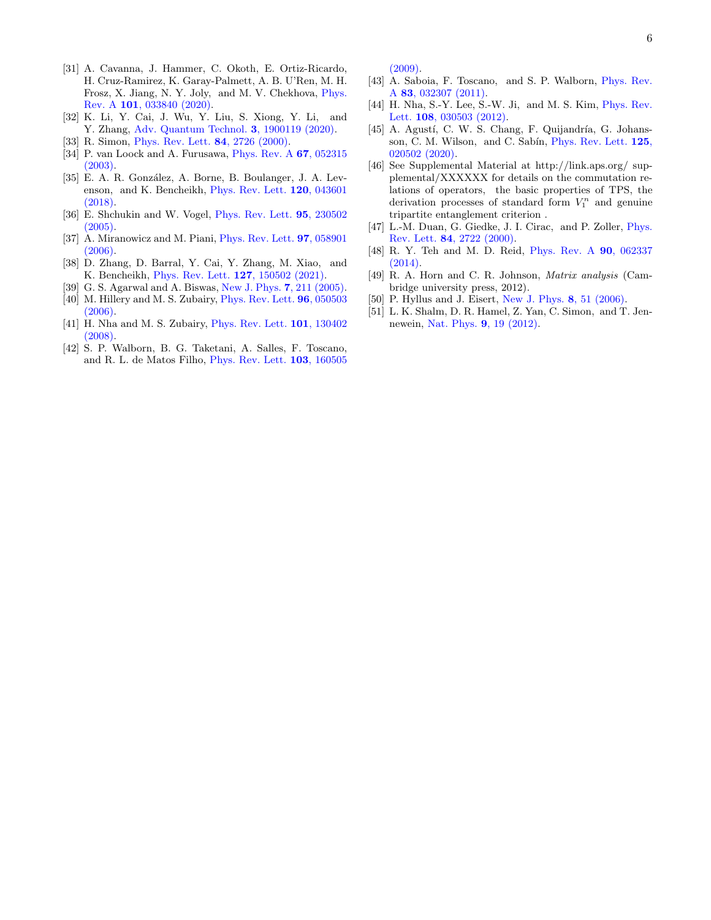[31] A. Cavanna, J. Hammer, C. Okoth, E. Ortiz-Ricardo, H. Cruz-Ramirez, K. Garay-Palmett, A. B. U'Ren, M. H. Frosz, X. Jiang, N. Y. Joly, and M. V. Chekhova, Phys. Rev. A **101**, 033840 (2020).

[32] K. Li, Y. Cai, J. Wu, Y. Liu, S. Xiong, Y. Li, and Y. Zhang, Adv. Quantum Technol. **3**, 1900119 (2020).

[33] R. Simon, Phys. Rev. Lett. **84**, 2726 (2000).

[34] P. van Loock and A. Furusawa, Phys. Rev. A **67**, 052315 (2003).

[35] E. A. R. González, A. Borne, B. Boulanger, J. A. Levenson, and K. Bencheikh, Phys. Rev. Lett. **120**, 043601 (2018).

[36] E. Shchukin and W. Vogel, Phys. Rev. Lett. **95**, 230502 (2005).

[37] A. Miranowicz and M. Piani, Phys. Rev. Lett. **97**, 058901 (2006).

[38] D. Zhang, D. Barral, Y. Cai, Y. Zhang, M. Xiao, and K. Bencheikh, Phys. Rev. Lett. **127**, 150502 (2021).

[39] G. S. Agarwal and A. Biswas, New J. Phys. **7**, 211 (2005).

[40] M. Hillery and M. S. Zubairy, Phys. Rev. Lett. **96**, 050503 (2006).

[41] H. Nha and M. S. Zubairy, Phys. Rev. Lett. **101**, 130402 (2008).

[42] S. P. Walborn, B. G. Taketani, A. Salles, F. Toscano, and R. L. de Matos Filho, Phys. Rev. Lett. **103**, 160505 (2009).

[43] A. Saboia, F. Toscano, and S. P. Walborn, Phys. Rev. A **83**, 032307 (2011).

[44] H. Nha, S.-Y. Lee, S.-W. Ji, and M. S. Kim, Phys. Rev. Lett. **108**, 030503 (2012).

[45] A. Agustí, C. W. S. Chang, F. Quijandría, G. Johansson, C. M. Wilson, and C. Sabín, Phys. Rev. Lett. **125**, 020502 (2020).

[46] See Supplemental Material at http://link.aps.org/ supplemental/XXXXXX for details on the commutation relations of operators, the basic properties of TPS, the derivation processes of standard form $V_1^n$ and genuine tripartite entanglement criterion .

[47] L.-M. Duan, G. Giedke, J. I. Cirac, and P. Zoller, Phys. Rev. Lett. **84**, 2722 (2000).

[48] R. Y. Teh and M. D. Reid, Phys. Rev. A **90**, 062337 (2014).

[49] R. A. Horn and C. R. Johnson, *Matrix analysis* (Cambridge university press, 2012).

[50] P. Hyllus and J. Eisert, New J. Phys. **8**, 51 (2006).

[51] L. K. Shalm, D. R. Hamel, Z. Yan, C. Simon, and T. Jennewein, Nat. Phys. **9**, 19 (2012).